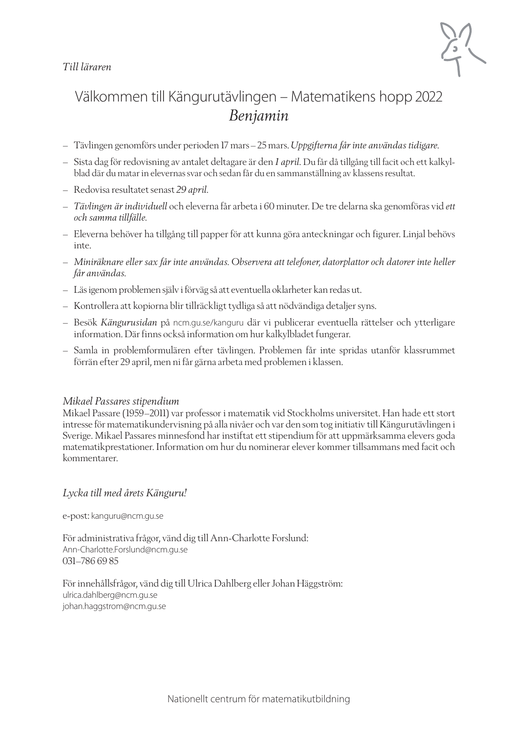*Till läraren*

# Välkommen till Kängurutävlingen – Matematikens hopp 2022
## *Benjamin*

- Tävlingen genomförs under perioden 17 mars – 25 mars. *Uppgifterna får inte användas tidigare.*
- Sista dag för redovisning av antalet deltagare är den *1 april*. Du får då tillgång till facit och ett kalkylblad där du matar in elevernas svar och sedan får du en sammanställning av klassens resultat.
- Redovisa resultatet senast *29 april*.
- *Tävlingen är individuell* och eleverna får arbeta i 60 minuter. De tre delarna ska genomföras vid *ett och samma tillfälle.*
- Eleverna behöver ha tillgång till papper för att kunna göra anteckningar och figurer. Linjal behövs inte.
- *Miniräknare eller sax får inte användas. Observera att telefoner, datorplattor och datorer inte heller får användas.*
- Läs igenom problemen själv i förväg så att eventuella oklarheter kan redas ut.
- Kontrollera att kopiorna blir tillräckligt tydliga så att nödvändiga detaljer syns.
- Besök *Kängurusidan* på ncm.gu.se/kanguru där vi publicerar eventuella rättelser och ytterligare information. Där finns också information om hur kalkylbladet fungerar.
- Samla in problemformulären efter tävlingen. Problemen får inte spridas utanför klassrummet förrän efter 29 april, men ni får gärna arbeta med problemen i klassen.

*Mikael Passares stipendium*

Mikael Passare (1959–2011) var professor i matematik vid Stockholms universitet. Han hade ett stort intresse för matematikundervisning på alla nivåer och var den som tog initiativ till Kängurutävlingen i Sverige. Mikael Passares minnesfond har instiftat ett stipendium för att uppmärksamma elevers goda matematikprestationer. Information om hur du nominerar elever kommer tillsammans med facit och kommentarer.

*Lycka till med årets Känguru!*

e-post: kanguru@ncm.gu.se

För administrativa frågor, vänd dig till Ann-Charlotte Forslund:
Ann-Charlotte.Forslund@ncm.gu.se
031–786 69 85

För innehållsfrågor, vänd dig till Ulrica Dahlberg eller Johan Häggström:
ulrica.dahlberg@ncm.gu.se
johan.haggstrom@ncm.gu.se

Nationellt centrum för matematikutbildning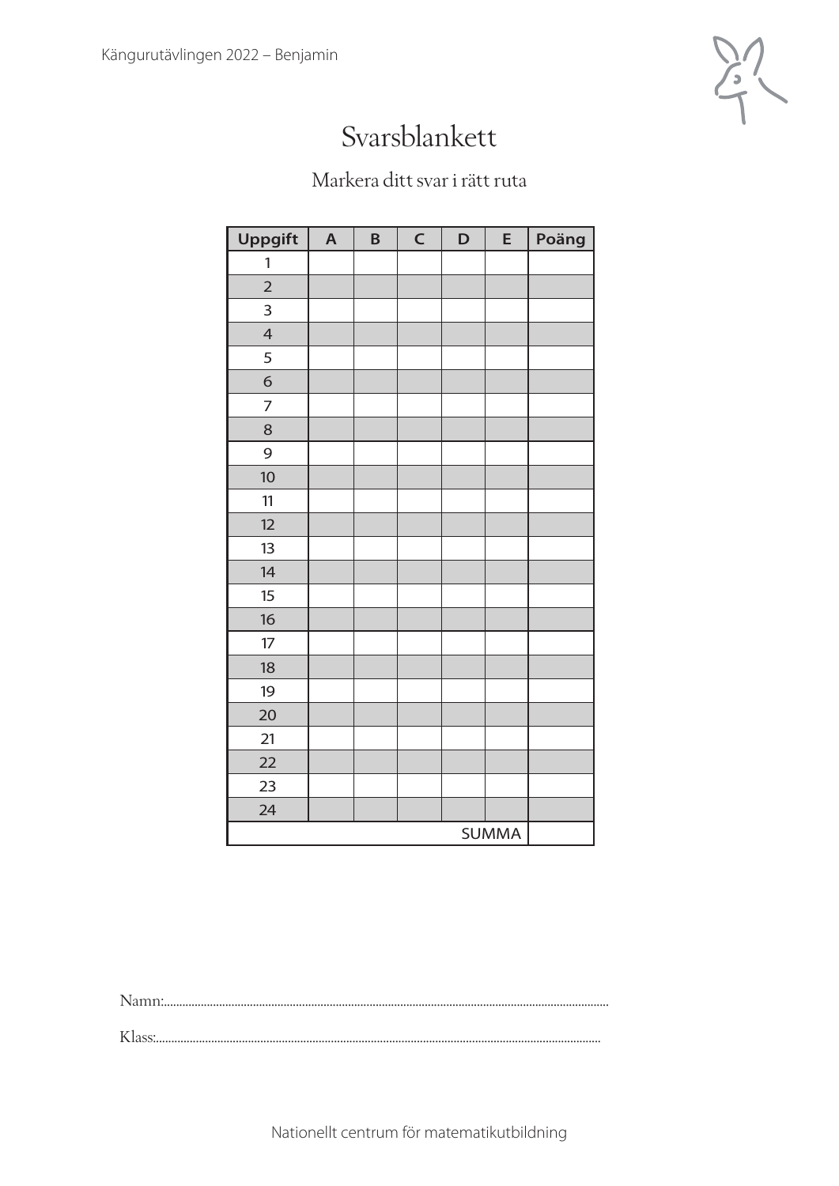# Svarsblankett

Markera ditt svar i rätt ruta

| Uppgift | A | B | C | D | E | Poäng |
|---|---|---|---|---|---|---|
| 1 | | | | | | |
| 2 | | | | | | |
| 3 | | | | | | |
| 4 | | | | | | |
| 5 | | | | | | |
| 6 | | | | | | |
| 7 | | | | | | |
| 8 | | | | | | |
| 9 | | | | | | |
| 10 | | | | | | |
| 11 | | | | | | |
| 12 | | | | | | |
| 13 | | | | | | |
| 14 | | | | | | |
| 15 | | | | | | |
| 16 | | | | | | |
| 17 | | | | | | |
| 18 | | | | | | |
| 19 | | | | | | |
| 20 | | | | | | |
| 21 | | | | | | |
| 22 | | | | | | |
| 23 | | | | | | |
| 24 | | | | | | |
| | | | | | SUMMA | |

Namn:...............................................................................................................................................

Klass:.............................................................................................................................................

Nationellt centrum för matematikutbildning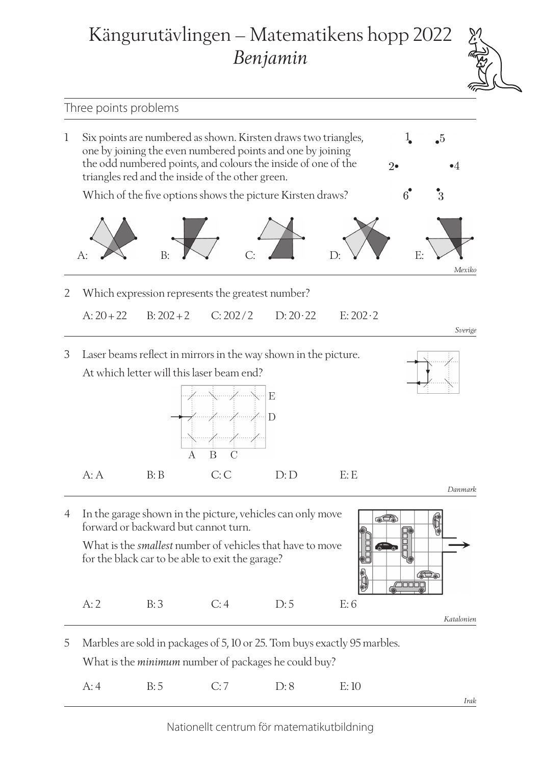# Kängurutävlingen – Matematikens hopp 2022
## *Benjamin*

### Three points problems

1. Six points are numbered as shown. Kirsten draws two triangles, one by joining the even numbered points and one by joining the odd numbered points, and colours the inside of one of the triangles red and the inside of the other green.

   Which of the five options shows the picture Kirsten draws?

   A: B: C: D: E:

   *Mexiko*

2. Which expression represents the greatest number?

   A: $20 + 22$ B: $202 + 2$ C: $202 / 2$ D: $20 \cdot 22$ E: $202 \cdot 2$

   *Sverige*

3. Laser beams reflect in mirrors in the way shown in the picture.

   At which letter will this laser beam end?

   A: A B: B C: C D: D E: E

   *Danmark*

4. In the garage shown in the picture, vehicles can only move forward or backward but cannot turn.

   What is the *smallest* number of vehicles that have to move for the black car to be able to exit the garage?

   A: 2 B: 3 C: 4 D: 5 E: 6

   *Katalonien*

5. Marbles are sold in packages of 5, 10 or 25. Tom buys exactly 95 marbles.

   What is the *minimum* number of packages he could buy?

   A: 4 B: 5 C: 7 D: 8 E: 10

   *Irak*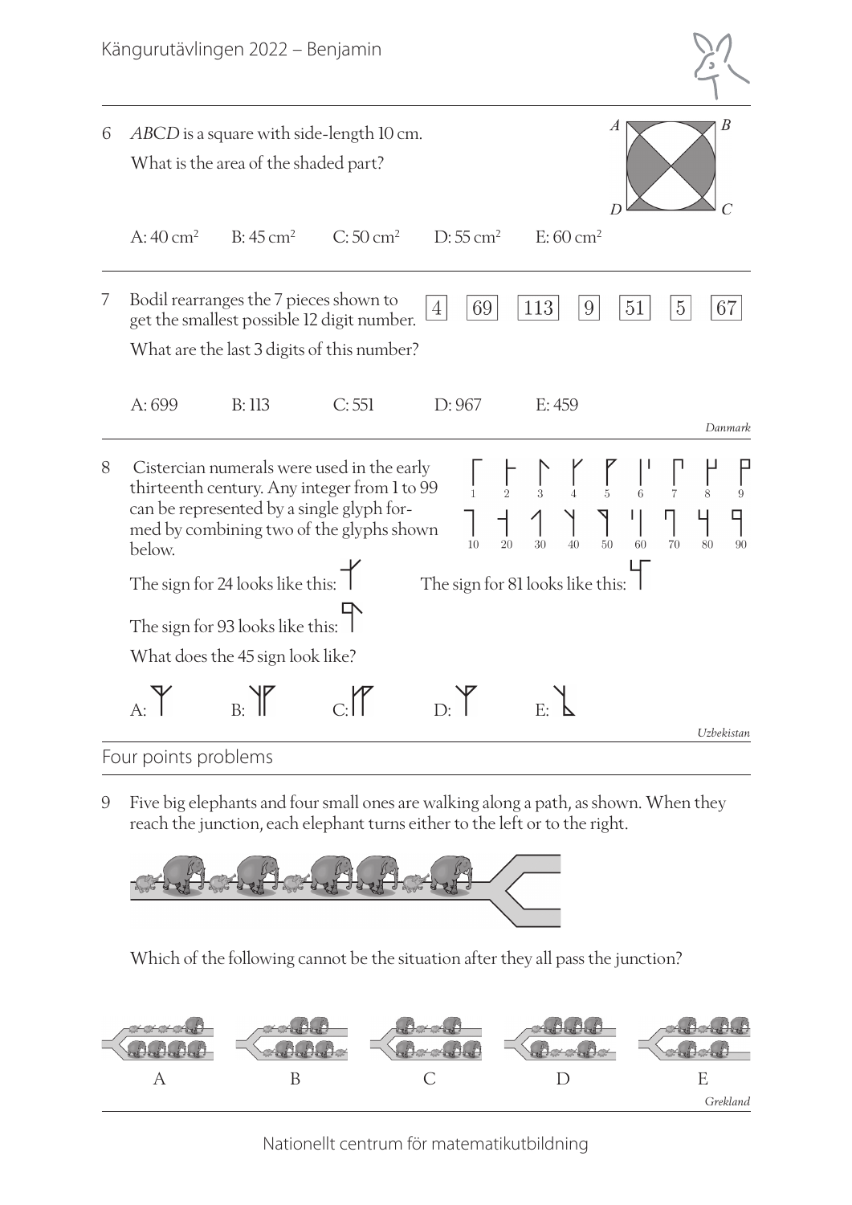6 *ABCD* is a square with side-length 10 cm.
What is the area of the shaded part?

A: 40 cm² B: 45 cm² C: 50 cm² D: 55 cm² E: 60 cm²

7 Bodil rearranges the 7 pieces shown to get the smallest possible 12 digit number.

4 | 69 | 113 | 9 | 51 | 5 | 67

What are the last 3 digits of this number?

A: 699 B: 113 C: 551 D: 967 E: 459

*Danmark*

8 Cistercian numerals were used in the early thirteenth century. Any integer from 1 to 99 can be represented by a single glyph formed by combining two of the glyphs shown below.

1 2 3 4 5 6 7 8 9

10 20 30 40 50 60 70 80 90

The sign for 24 looks like this:

The sign for 81 looks like this:

The sign for 93 looks like this:

What does the 45 sign look like?

A: B: C: D: E:

*Uzbekistan*

## Four points problems

9 Five big elephants and four small ones are walking along a path, as shown. When they reach the junction, each elephant turns either to the left or to the right.

Which of the following cannot be the situation after they all pass the junction?

A B C D E

*Grekland*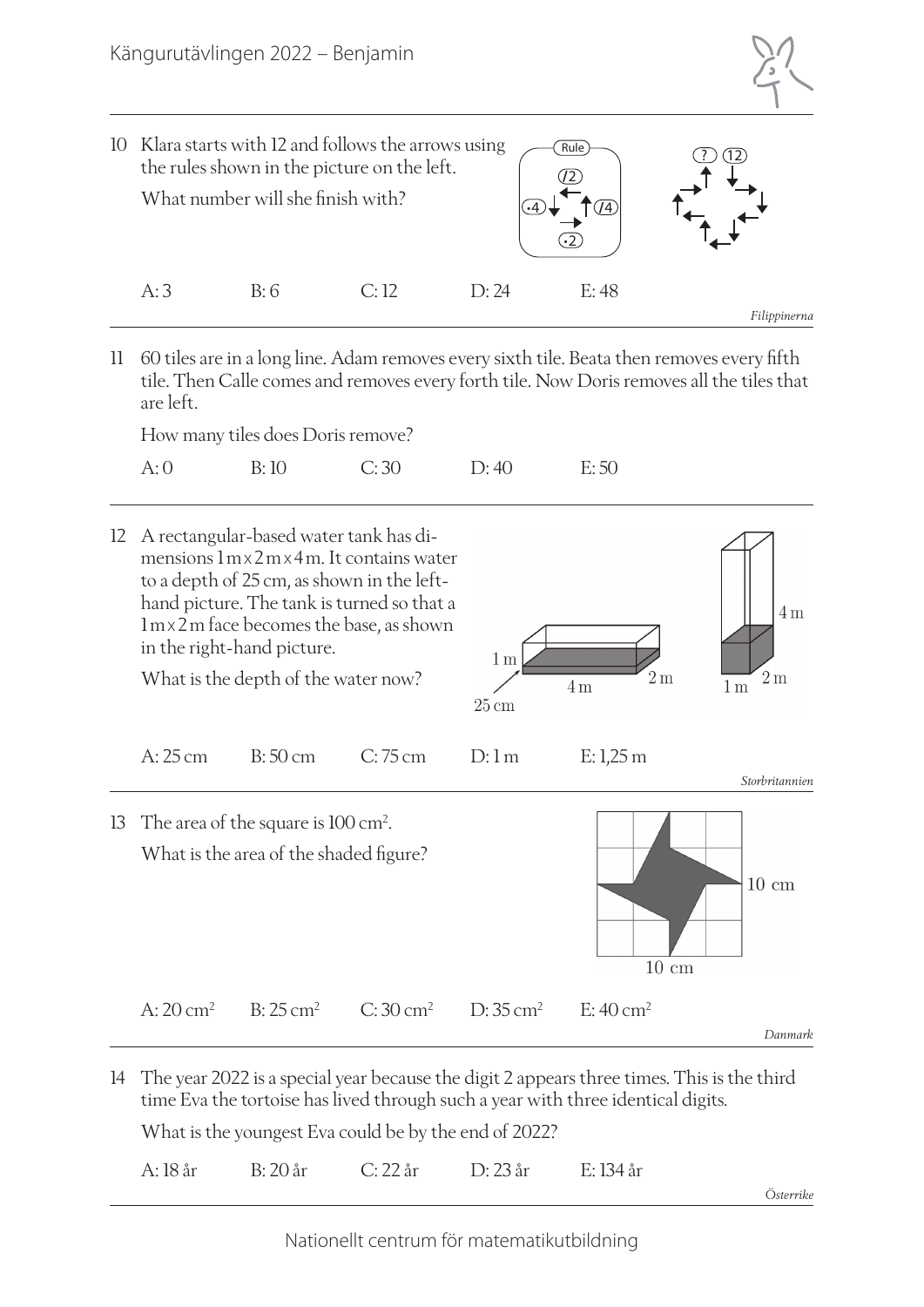10 Klara starts with 12 and follows the arrows using the rules shown in the picture on the left.

What number will she finish with?

A: 3 B: 6 C: 12 D: 24 E: 48

*Filippinerna*

---

11 60 tiles are in a long line. Adam removes every sixth tile. Beata then removes every fifth tile. Then Calle comes and removes every forth tile. Now Doris removes all the tiles that are left.

How many tiles does Doris remove?

A: 0 B: 10 C: 30 D: 40 E: 50

---

12 A rectangular-based water tank has dimensions 1 m × 2 m × 4 m. It contains water to a depth of 25 cm, as shown in the left-hand picture. The tank is turned so that a 1 m × 2 m face becomes the base, as shown in the right-hand picture.

What is the depth of the water now?

A: 25 cm B: 50 cm C: 75 cm D: 1 m E: 1,25 m

*Storbritannien*

---

13 The area of the square is 100 cm².

What is the area of the shaded figure?

A: 20 cm² B: 25 cm² C: 30 cm² D: 35 cm² E: 40 cm²

*Danmark*

---

14 The year 2022 is a special year because the digit 2 appears three times. This is the third time Eva the tortoise has lived through such a year with three identical digits.

What is the youngest Eva could be by the end of 2022?

A: 18 år B: 20 år C: 22 år D: 23 år E: 134 år

*Österrike*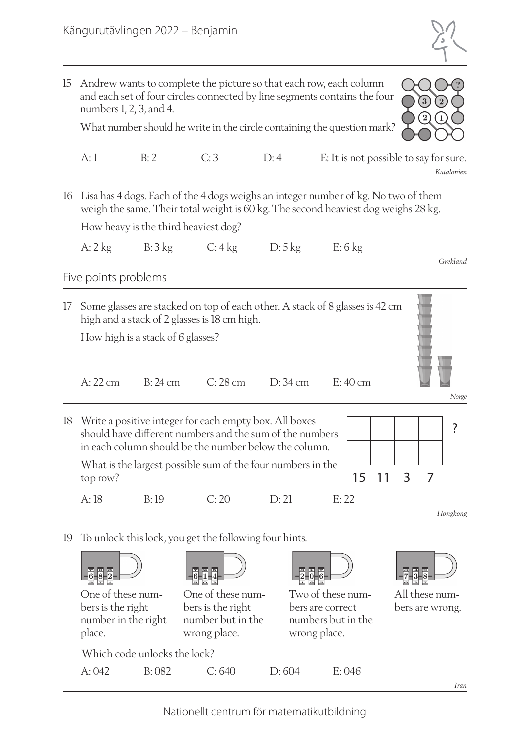15 Andrew wants to complete the picture so that each row, each column and each set of four circles connected by line segments contains the four numbers 1, 2, 3, and 4.

What number should he write in the circle containing the question mark?

A: 1 B: 2 C: 3 D: 4 E: It is not possible to say for sure.

*Katalonien*

16 Lisa has 4 dogs. Each of the 4 dogs weighs an integer number of kg. No two of them weigh the same. Their total weight is 60 kg. The second heaviest dog weighs 28 kg.

How heavy is the third heaviest dog?

A: 2 kg B: 3 kg C: 4 kg D: 5 kg E: 6 kg

*Grekland*

## Five points problems

17 Some glasses are stacked on top of each other. A stack of 8 glasses is 42 cm high and a stack of 2 glasses is 18 cm high.

How high is a stack of 6 glasses?

A: 22 cm B: 24 cm C: 28 cm D: 34 cm E: 40 cm

*Norge*

18 Write a positive integer for each empty box. All boxes should have different numbers and the sum of the numbers in each column should be the number below the column.

What is the largest possible sum of the four numbers in the top row?

| | | | | |
|---|---|---|---|---|
| | | | | ? |
| | | | | |
| 15 | 11 | 3 | 7 | |

A: 18 B: 19 C: 20 D: 21 E: 22

*Hongkong*

19 To unlock this lock, you get the following four hints.

682 — One of these numbers is the right number in the right place.

614 — One of these numbers is the right number but in the wrong place.

206 — Two of these numbers are correct numbers but in the wrong place.

738 — All these numbers are wrong.

Which code unlocks the lock?

A: 042 B: 082 C: 640 D: 604 E: 046

*Iran*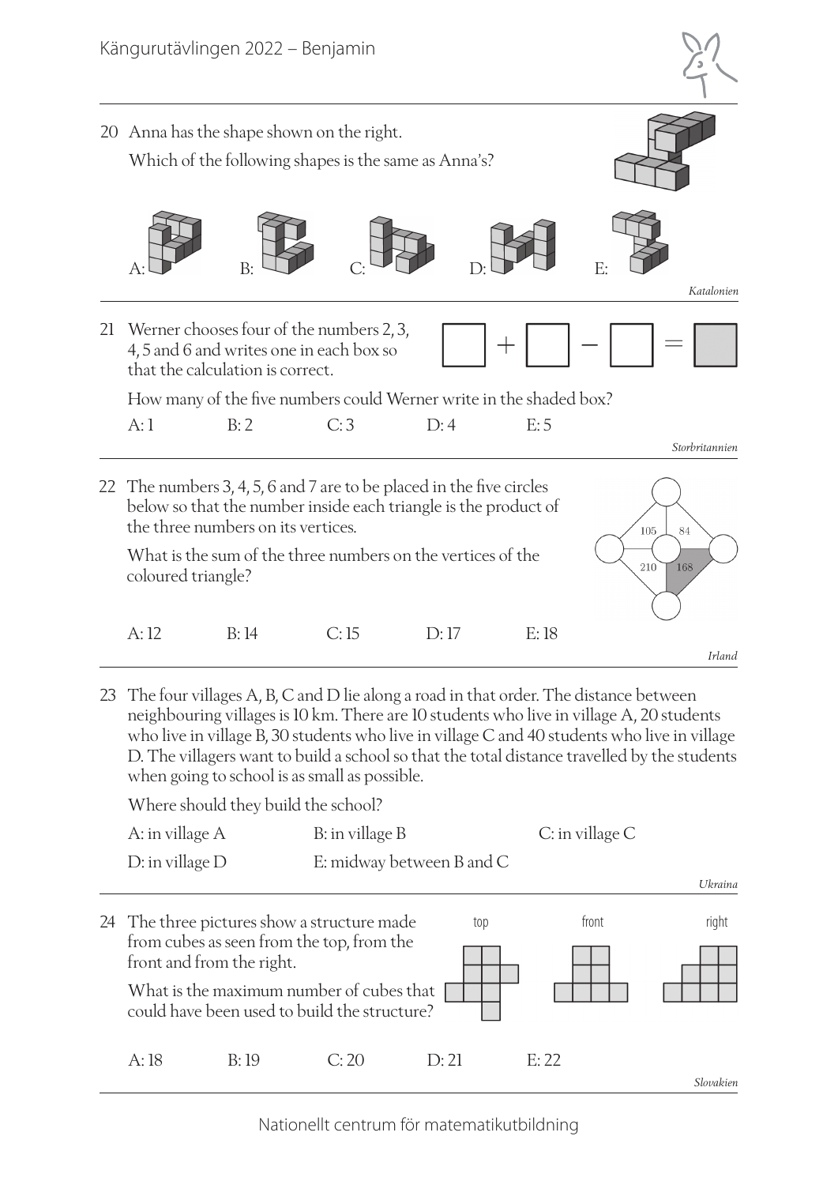20 Anna has the shape shown on the right.

Which of the following shapes is the same as Anna's?

A: B: C: D: E:

*Katalonien*

21 Werner chooses four of the numbers 2, 3, 4, 5 and 6 and writes one in each box so that the calculation is correct.

$\square + \square - \square = \square$

How many of the five numbers could Werner write in the shaded box?

A: 1 B: 2 C: 3 D: 4 E: 5

*Storbritannien*

22 The numbers 3, 4, 5, 6 and 7 are to be placed in the five circles below so that the number inside each triangle is the product of the three numbers on its vertices.

What is the sum of the three numbers on the vertices of the coloured triangle?

105
84
210
168

A: 12 B: 14 C: 15 D: 17 E: 18

*Irland*

23 The four villages A, B, C and D lie along a road in that order. The distance between neighbouring villages is 10 km. There are 10 students who live in village A, 20 students who live in village B, 30 students who live in village C and 40 students who live in village D. The villagers want to build a school so that the total distance travelled by the students when going to school is as small as possible.

Where should they build the school?

A: in village A B: in village B C: in village C
D: in village D E: midway between B and C

*Ukraina*

24 The three pictures show a structure made from cubes as seen from the top, from the front and from the right.

What is the maximum number of cubes that could have been used to build the structure?

top
front
right

A: 18 B: 19 C: 20 D: 21 E: 22

*Slovakien*